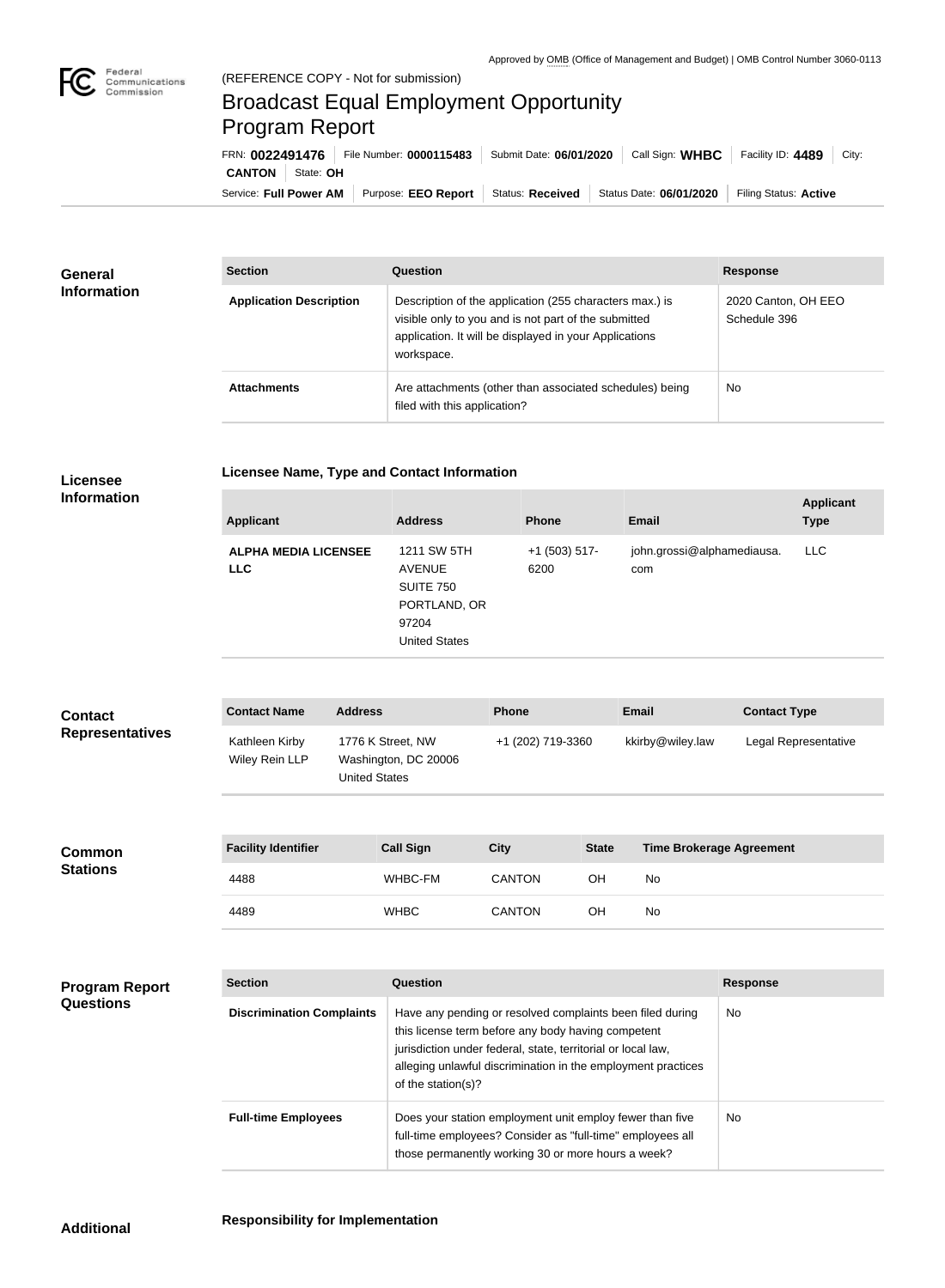Approved by OMB (Office of Management and Budget) | OMB Control Number 3060-0113

(REFERENCE COPY - Not for submission)

# Broadcast Equal Employment Opportunity Program Report

FRN: **0022491476** | File Number: **0000115483** | Submit Date: **06/01/2020** | Call Sign: **WHBC** | Facility ID: **4489** | City: **CANTON** | State: **OH**

Service: **Full Power AM** | Purpose: **EEO Report** | Status: **Received** | Status Date: **06/01/2020** | Filing Status: **Active**

## General Information

| Section | Question | Response |
| --- | --- | --- |
| **Application Description** | Description of the application (255 characters max.) is visible only to you and is not part of the submitted application. It will be displayed in your Applications workspace. | 2020 Canton, OH EEO Schedule 396 |
| **Attachments** | Are attachments (other than associated schedules) being filed with this application? | No |

## Licensee Information

### Licensee Name, Type and Contact Information

| Applicant | Address | Phone | Email | Applicant Type |
| --- | --- | --- | --- | --- |
| **ALPHA MEDIA LICENSEE LLC** | 1211 SW 5TH AVENUE SUITE 750 PORTLAND, OR 97204 United States | +1 (503) 517-6200 | john.grossi@alphamediausa.com | LLC |

## Contact Representatives

| Contact Name | Address | Phone | Email | Contact Type |
| --- | --- | --- | --- | --- |
| Kathleen Kirby Wiley Rein LLP | 1776 K Street, NW Washington, DC 20006 United States | +1 (202) 719-3360 | kkirby@wiley.law | Legal Representative |

## Common Stations

| Facility Identifier | Call Sign | City | State | Time Brokerage Agreement |
| --- | --- | --- | --- | --- |
| 4488 | WHBC-FM | CANTON | OH | No |
| 4489 | WHBC | CANTON | OH | No |

## Program Report Questions

| Section | Question | Response |
| --- | --- | --- |
| **Discrimination Complaints** | Have any pending or resolved complaints been filed during this license term before any body having competent jurisdiction under federal, state, territorial or local law, alleging unlawful discrimination in the employment practices of the station(s)? | No |
| **Full-time Employees** | Does your station employment unit employ fewer than five full-time employees? Consider as "full-time" employees all those permanently working 30 or more hours a week? | No |

## Additional

### Responsibility for Implementation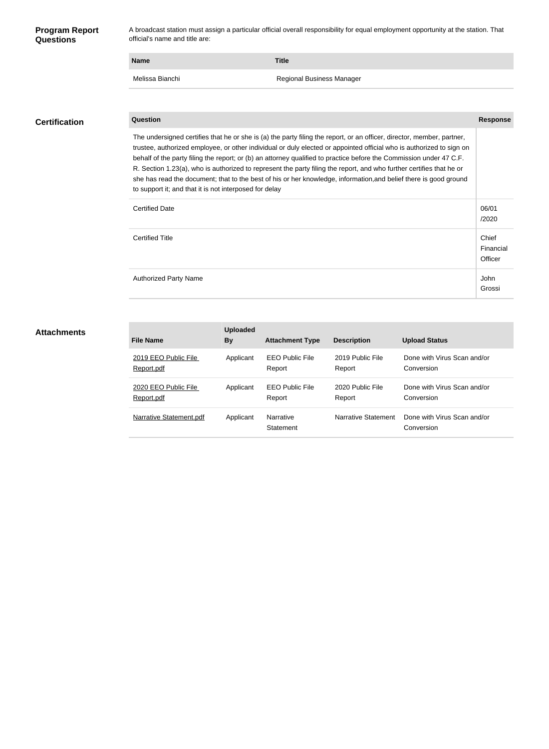## Program Report Questions

A broadcast station must assign a particular official overall responsibility for equal employment opportunity at the station. That official's name and title are:

| Name | Title |
| --- | --- |
| Melissa Bianchi | Regional Business Manager |

## Certification

| Question | Response |
| --- | --- |
| The undersigned certifies that he or she is (a) the party filing the report, or an officer, director, member, partner, trustee, authorized employee, or other individual or duly elected or appointed official who is authorized to sign on behalf of the party filing the report; or (b) an attorney qualified to practice before the Commission under 47 C.F. R. Section 1.23(a), who is authorized to represent the party filing the report, and who further certifies that he or she has read the document; that to the best of his or her knowledge, information,and belief there is good ground to support it; and that it is not interposed for delay | |
| Certified Date | 06/01 /2020 |
| Certified Title | Chief Financial Officer |
| Authorized Party Name | John Grossi |

## Attachments

| File Name | Uploaded By | Attachment Type | Description | Upload Status |
| --- | --- | --- | --- | --- |
| 2019 EEO Public File Report.pdf | Applicant | EEO Public File Report | 2019 Public File Report | Done with Virus Scan and/or Conversion |
| 2020 EEO Public File Report.pdf | Applicant | EEO Public File Report | 2020 Public File Report | Done with Virus Scan and/or Conversion |
| Narrative Statement.pdf | Applicant | Narrative Statement | Narrative Statement | Done with Virus Scan and/or Conversion |